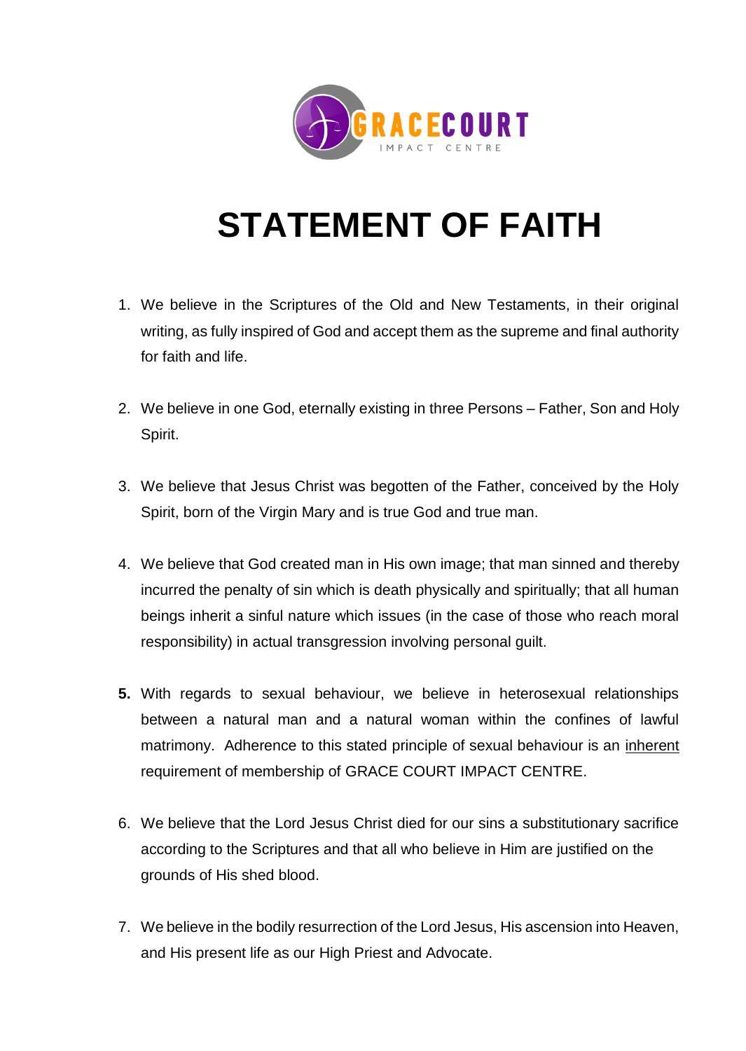GRACECOURT

IMPACT CENTRE

# STATEMENT OF FAITH

1. We believe in the Scriptures of the Old and New Testaments, in their original writing, as fully inspired of God and accept them as the supreme and final authority for faith and life.

2. We believe in one God, eternally existing in three Persons – Father, Son and Holy Spirit.

3. We believe that Jesus Christ was begotten of the Father, conceived by the Holy Spirit, born of the Virgin Mary and is true God and true man.

4. We believe that God created man in His own image; that man sinned and thereby incurred the penalty of sin which is death physically and spiritually; that all human beings inherit a sinful nature which issues (in the case of those who reach moral responsibility) in actual transgression involving personal guilt.

5. With regards to sexual behaviour, we believe in heterosexual relationships between a natural man and a natural woman within the confines of lawful matrimony. Adherence to this stated principle of sexual behaviour is an <u>inherent</u> requirement of membership of GRACE COURT IMPACT CENTRE.

6. We believe that the Lord Jesus Christ died for our sins a substitutionary sacrifice according to the Scriptures and that all who believe in Him are justified on the grounds of His shed blood.

7. We believe in the bodily resurrection of the Lord Jesus, His ascension into Heaven, and His present life as our High Priest and Advocate.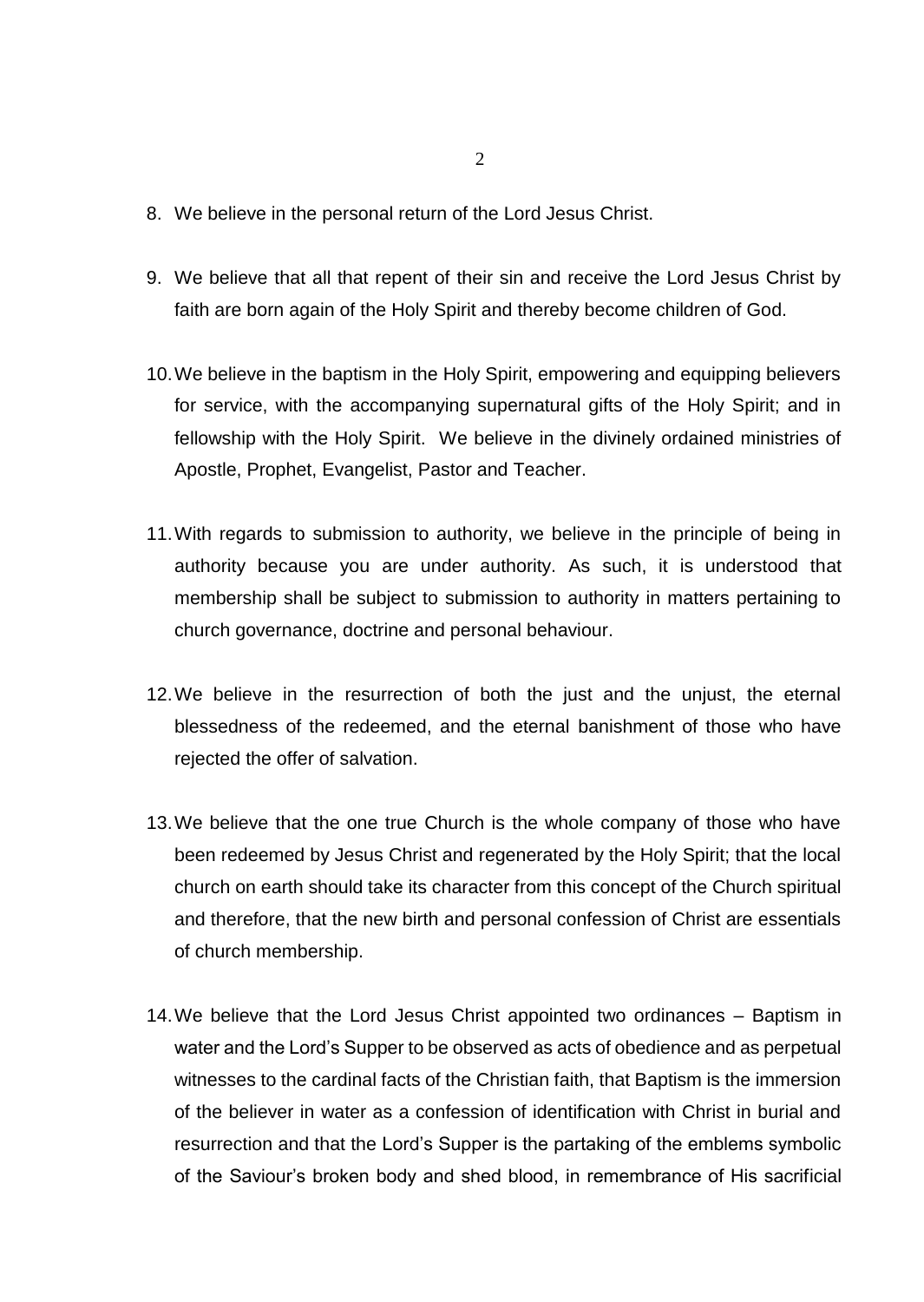8. We believe in the personal return of the Lord Jesus Christ.

9. We believe that all that repent of their sin and receive the Lord Jesus Christ by faith are born again of the Holy Spirit and thereby become children of God.

10. We believe in the baptism in the Holy Spirit, empowering and equipping believers for service, with the accompanying supernatural gifts of the Holy Spirit; and in fellowship with the Holy Spirit. We believe in the divinely ordained ministries of Apostle, Prophet, Evangelist, Pastor and Teacher.

11. With regards to submission to authority, we believe in the principle of being in authority because you are under authority. As such, it is understood that membership shall be subject to submission to authority in matters pertaining to church governance, doctrine and personal behaviour.

12. We believe in the resurrection of both the just and the unjust, the eternal blessedness of the redeemed, and the eternal banishment of those who have rejected the offer of salvation.

13. We believe that the one true Church is the whole company of those who have been redeemed by Jesus Christ and regenerated by the Holy Spirit; that the local church on earth should take its character from this concept of the Church spiritual and therefore, that the new birth and personal confession of Christ are essentials of church membership.

14. We believe that the Lord Jesus Christ appointed two ordinances – Baptism in water and the Lord's Supper to be observed as acts of obedience and as perpetual witnesses to the cardinal facts of the Christian faith, that Baptism is the immersion of the believer in water as a confession of identification with Christ in burial and resurrection and that the Lord's Supper is the partaking of the emblems symbolic of the Saviour's broken body and shed blood, in remembrance of His sacrificial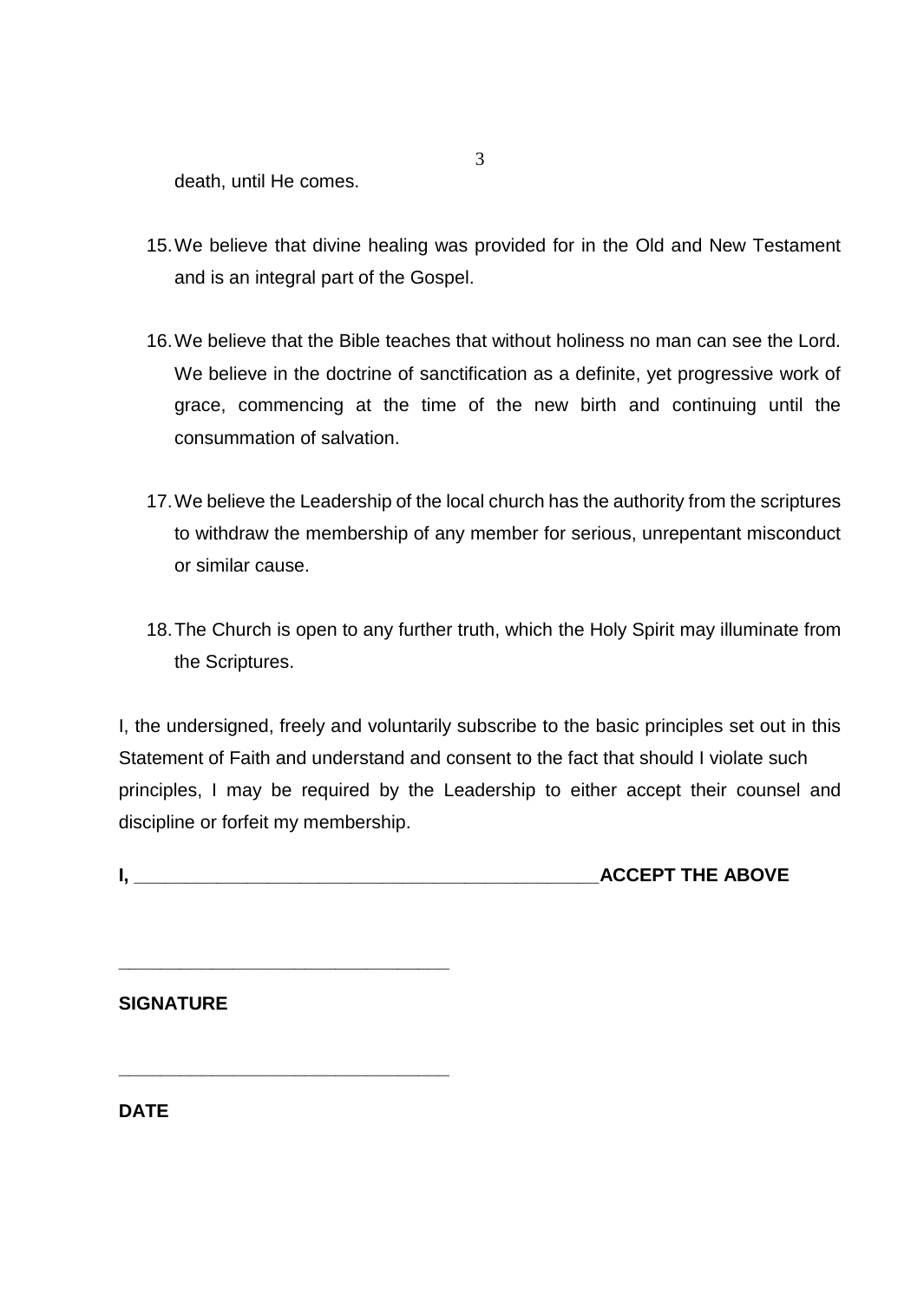death, until He comes.

15. We believe that divine healing was provided for in the Old and New Testament and is an integral part of the Gospel.

16. We believe that the Bible teaches that without holiness no man can see the Lord. We believe in the doctrine of sanctification as a definite, yet progressive work of grace, commencing at the time of the new birth and continuing until the consummation of salvation.

17. We believe the Leadership of the local church has the authority from the scriptures to withdraw the membership of any member for serious, unrepentant misconduct or similar cause.

18. The Church is open to any further truth, which the Holy Spirit may illuminate from the Scriptures.

I, the undersigned, freely and voluntarily subscribe to the basic principles set out in this Statement of Faith and understand and consent to the fact that should I violate such principles, I may be required by the Leadership to either accept their counsel and discipline or forfeit my membership.

**I, _____________________________________________ACCEPT THE ABOVE**

_________________________________

**SIGNATURE**

_________________________________

**DATE**